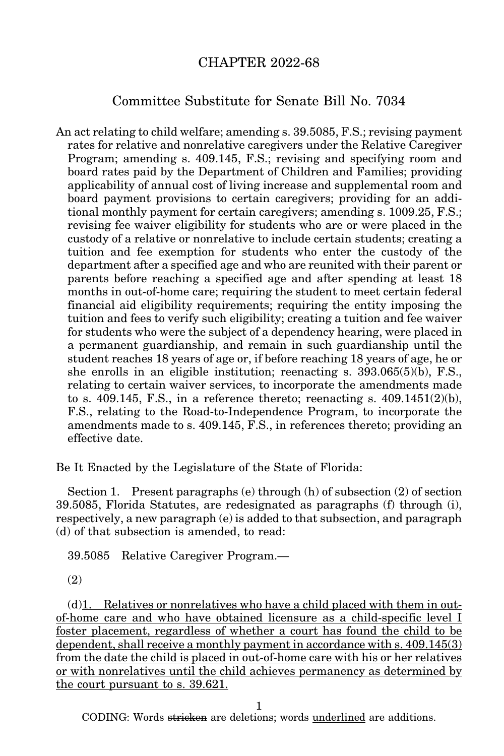# CHAPTER 2022-68

## Committee Substitute for Senate Bill No. 7034

An act relating to child welfare; amending s. 39.5085, F.S.; revising payment rates for relative and nonrelative caregivers under the Relative Caregiver Program; amending s. 409.145, F.S.; revising and specifying room and board rates paid by the Department of Children and Families; providing applicability of annual cost of living increase and supplemental room and board payment provisions to certain caregivers; providing for an additional monthly payment for certain caregivers; amending s. 1009.25, F.S.; revising fee waiver eligibility for students who are or were placed in the custody of a relative or nonrelative to include certain students; creating a tuition and fee exemption for students who enter the custody of the department after a specified age and who are reunited with their parent or parents before reaching a specified age and after spending at least 18 months in out-of-home care; requiring the student to meet certain federal financial aid eligibility requirements; requiring the entity imposing the tuition and fees to verify such eligibility; creating a tuition and fee waiver for students who were the subject of a dependency hearing, were placed in a permanent guardianship, and remain in such guardianship until the student reaches 18 years of age or, if before reaching 18 years of age, he or she enrolls in an eligible institution; reenacting s. 393.065(5)(b), F.S., relating to certain waiver services, to incorporate the amendments made to s. 409.145, F.S., in a reference thereto; reenacting s. 409.1451(2)(b), F.S., relating to the Road-to-Independence Program, to incorporate the amendments made to s. 409.145, F.S., in references thereto; providing an effective date.

Be It Enacted by the Legislature of the State of Florida:

Section 1. Present paragraphs (e) through (h) of subsection (2) of section 39.5085, Florida Statutes, are redesignated as paragraphs (f) through (i), respectively, a new paragraph (e) is added to that subsection, and paragraph (d) of that subsection is amended, to read:

39.5085 Relative Caregiver Program.—

(2)

(d)<u>1. Relatives or nonrelatives who have a child placed with them in out-of-home care and who have obtained licensure as a child-specific level I foster placement, regardless of whether a court has found the child to be dependent, shall receive a monthly payment in accordance with s. 409.145(3) from the date the child is placed in out-of-home care with his or her relatives or with nonrelatives until the child achieves permanency as determined by the court pursuant to s. 39.621.</u>

CODING: Words ~~stricken~~ are deletions; words <u>underlined</u> are additions.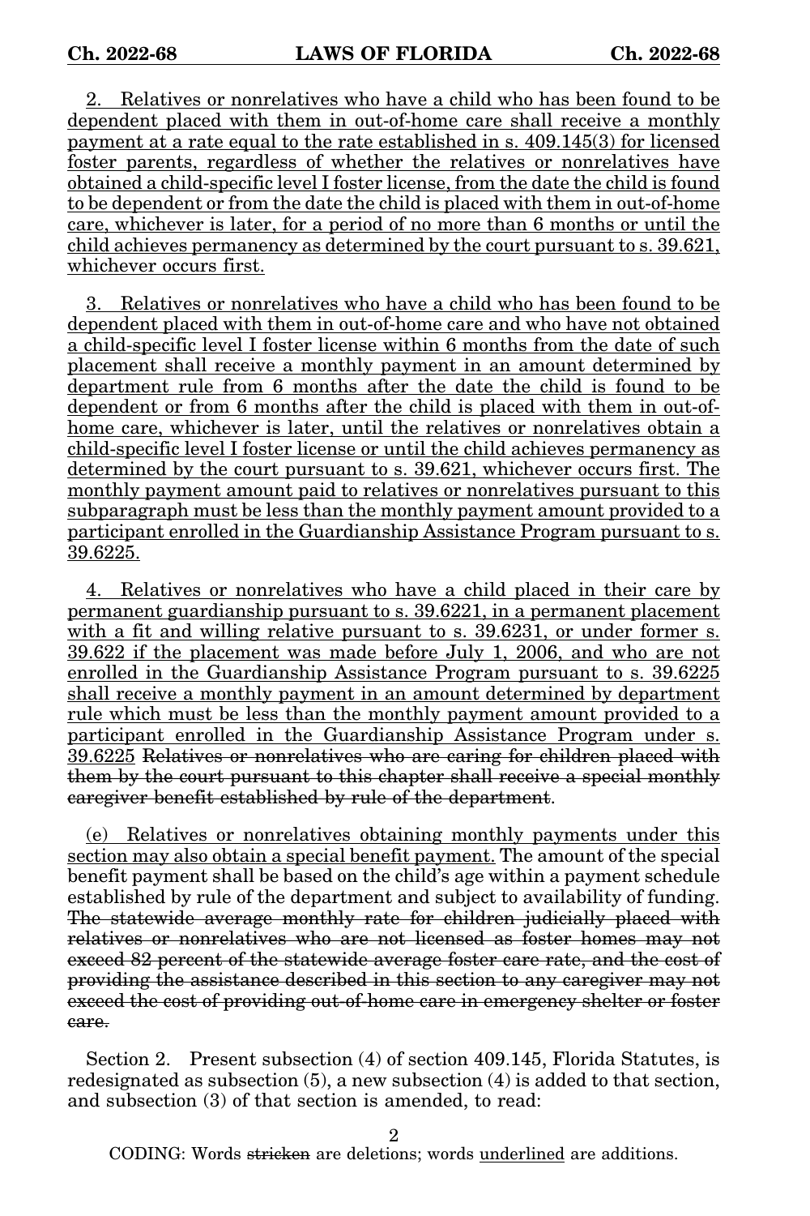<u>2. Relatives or nonrelatives who have a child who has been found to be dependent placed with them in out-of-home care shall receive a monthly payment at a rate equal to the rate established in s. 409.145(3) for licensed foster parents, regardless of whether the relatives or nonrelatives have obtained a child-specific level I foster license, from the date the child is found to be dependent or from the date the child is placed with them in out-of-home care, whichever is later, for a period of no more than 6 months or until the child achieves permanency as determined by the court pursuant to s. 39.621, whichever occurs first.</u>

<u>3. Relatives or nonrelatives who have a child who has been found to be dependent placed with them in out-of-home care and who have not obtained a child-specific level I foster license within 6 months from the date of such placement shall receive a monthly payment in an amount determined by department rule from 6 months after the date the child is found to be dependent or from 6 months after the child is placed with them in out-of-home care, whichever is later, until the relatives or nonrelatives obtain a child-specific level I foster license or until the child achieves permanency as determined by the court pursuant to s. 39.621, whichever occurs first. The monthly payment amount paid to relatives or nonrelatives pursuant to this subparagraph must be less than the monthly payment amount provided to a participant enrolled in the Guardianship Assistance Program pursuant to s. 39.6225.</u>

<u>4. Relatives or nonrelatives who have a child placed in their care by permanent guardianship pursuant to s. 39.6221, in a permanent placement with a fit and willing relative pursuant to s. 39.6231, or under former s. 39.622 if the placement was made before July 1, 2006, and who are not enrolled in the Guardianship Assistance Program pursuant to s. 39.6225 shall receive a monthly payment in an amount determined by department rule which must be less than the monthly payment amount provided to a participant enrolled in the Guardianship Assistance Program under s. 39.6225</u> ~~Relatives or nonrelatives who are caring for children placed with them by the court pursuant to this chapter shall receive a special monthly caregiver benefit established by rule of the department~~.

<u>(e) Relatives or nonrelatives obtaining monthly payments under this section may also obtain a special benefit payment.</u> The amount of the special benefit payment shall be based on the child's age within a payment schedule established by rule of the department and subject to availability of funding. ~~The statewide average monthly rate for children judicially placed with relatives or nonrelatives who are not licensed as foster homes may not exceed 82 percent of the statewide average foster care rate, and the cost of providing the assistance described in this section to any caregiver may not exceed the cost of providing out-of-home care in emergency shelter or foster care.~~

Section 2. Present subsection (4) of section 409.145, Florida Statutes, is redesignated as subsection (5), a new subsection (4) is added to that section, and subsection (3) of that section is amended, to read: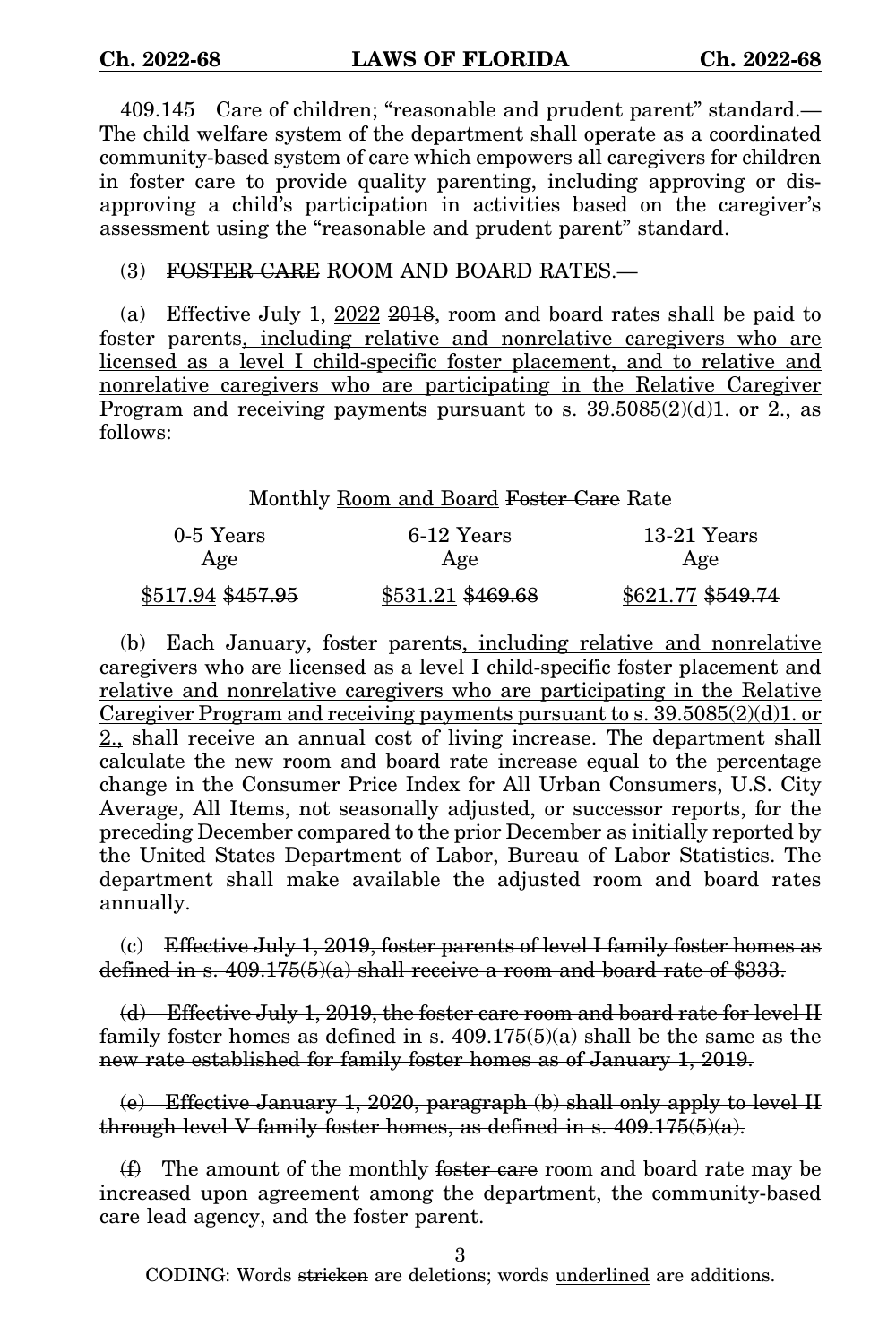409.145 Care of children; "reasonable and prudent parent" standard.—The child welfare system of the department shall operate as a coordinated community-based system of care which empowers all caregivers for children in foster care to provide quality parenting, including approving or disapproving a child's participation in activities based on the caregiver's assessment using the "reasonable and prudent parent" standard.

(3) ~~FOSTER CARE~~ ROOM AND BOARD RATES.—

(a) Effective July 1, <u>2022</u> ~~2018~~, room and board rates shall be paid to foster parents<u>, including relative and nonrelative caregivers who are licensed as a level I child-specific foster placement, and to relative and nonrelative caregivers who are participating in the Relative Caregiver Program and receiving payments pursuant to s. 39.5085(2)(d)1. or 2.,</u> as follows:

Monthly <u>Room and Board</u> ~~Foster Care~~ Rate

| 0-5 Years Age | 6-12 Years Age | 13-21 Years Age |
|---|---|---|
| <u>$517.94</u> ~~$457.95~~ | <u>$531.21</u> ~~$469.68~~ | <u>$621.77</u> ~~$549.74~~ |

(b) Each January, foster parents<u>, including relative and nonrelative caregivers who are licensed as a level I child-specific foster placement and relative and nonrelative caregivers who are participating in the Relative Caregiver Program and receiving payments pursuant to s. 39.5085(2)(d)1. or 2.,</u> shall receive an annual cost of living increase. The department shall calculate the new room and board rate increase equal to the percentage change in the Consumer Price Index for All Urban Consumers, U.S. City Average, All Items, not seasonally adjusted, or successor reports, for the preceding December compared to the prior December as initially reported by the United States Department of Labor, Bureau of Labor Statistics. The department shall make available the adjusted room and board rates annually.

(c) ~~Effective July 1, 2019, foster parents of level I family foster homes as defined in s. 409.175(5)(a) shall receive a room and board rate of $333.~~

~~(d) Effective July 1, 2019, the foster care room and board rate for level II family foster homes as defined in s. 409.175(5)(a) shall be the same as the new rate established for family foster homes as of January 1, 2019.~~

~~(e) Effective January 1, 2020, paragraph (b) shall only apply to level II through level V family foster homes, as defined in s. 409.175(5)(a).~~

~~(f)~~ The amount of the monthly ~~foster care~~ room and board rate may be increased upon agreement among the department, the community-based care lead agency, and the foster parent.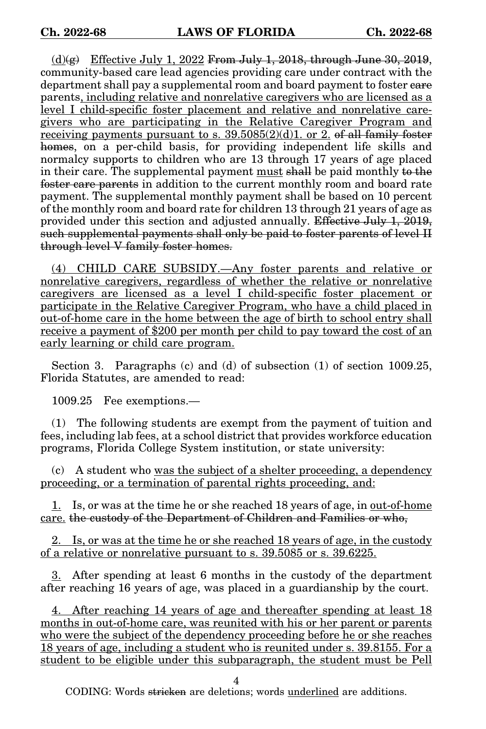<u>(d)</u>~~(g)~~ <u>Effective July 1, 2022</u> ~~From July 1, 2018, through June 30, 2019~~, community-based care lead agencies providing care under contract with the department shall pay a supplemental room and board payment to foster ~~care~~ parents, <u>including relative and nonrelative caregivers who are licensed as a level I child-specific foster placement and relative and nonrelative caregivers who are participating in the Relative Caregiver Program and receiving payments pursuant to s. 39.5085(2)(d)1. or 2.</u> ~~of all family foster homes~~, on a per-child basis, for providing independent life skills and normalcy supports to children who are 13 through 17 years of age placed in their care. The supplemental payment <u>must</u> ~~shall~~ be paid monthly ~~to the foster care parents~~ in addition to the current monthly room and board rate payment. The supplemental monthly payment shall be based on 10 percent of the monthly room and board rate for children 13 through 21 years of age as provided under this section and adjusted annually. ~~Effective July 1, 2019, such supplemental payments shall only be paid to foster parents of level II through level V family foster homes.~~

<u>(4) CHILD CARE SUBSIDY.—Any foster parents and relative or nonrelative caregivers, regardless of whether the relative or nonrelative caregivers are licensed as a level I child-specific foster placement or participate in the Relative Caregiver Program, who have a child placed in out-of-home care in the home between the age of birth to school entry shall receive a payment of $200 per month per child to pay toward the cost of an early learning or child care program.</u>

Section 3. Paragraphs (c) and (d) of subsection (1) of section 1009.25, Florida Statutes, are amended to read:

1009.25 Fee exemptions.—

(1) The following students are exempt from the payment of tuition and fees, including lab fees, at a school district that provides workforce education programs, Florida College System institution, or state university:

(c) A student who <u>was the subject of a shelter proceeding, a dependency proceeding, or a termination of parental rights proceeding, and:</u>

<u>1.</u> Is, or was at the time he or she reached 18 years of age, in <u>out-of-home care.</u> ~~the custody of the Department of Children and Families or who,~~

<u>2. Is, or was at the time he or she reached 18 years of age, in the custody of a relative or nonrelative pursuant to s. 39.5085 or s. 39.6225.</u>

<u>3.</u> After spending at least 6 months in the custody of the department after reaching 16 years of age, was placed in a guardianship by the court.

<u>4. After reaching 14 years of age and thereafter spending at least 18 months in out-of-home care, was reunited with his or her parent or parents who were the subject of the dependency proceeding before he or she reaches 18 years of age, including a student who is reunited under s. 39.8155. For a student to be eligible under this subparagraph, the student must be Pell</u>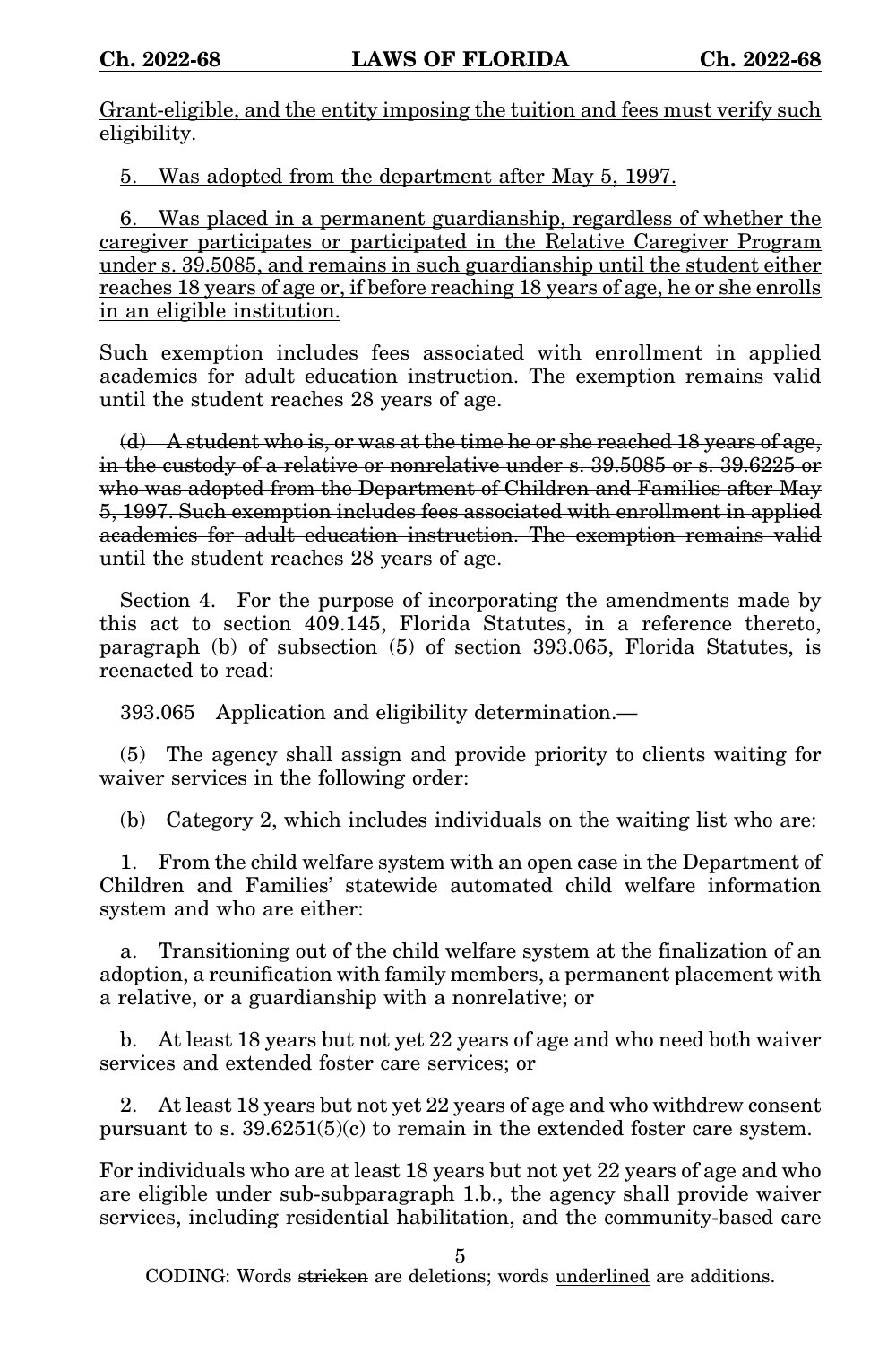Grant-eligible, and the entity imposing the tuition and fees must verify such eligibility.

5. Was adopted from the department after May 5, 1997.

6. Was placed in a permanent guardianship, regardless of whether the caregiver participates or participated in the Relative Caregiver Program under s. 39.5085, and remains in such guardianship until the student either reaches 18 years of age or, if before reaching 18 years of age, he or she enrolls in an eligible institution.

Such exemption includes fees associated with enrollment in applied academics for adult education instruction. The exemption remains valid until the student reaches 28 years of age.

~~(d) A student who is, or was at the time he or she reached 18 years of age, in the custody of a relative or nonrelative under s. 39.5085 or s. 39.6225 or who was adopted from the Department of Children and Families after May 5, 1997. Such exemption includes fees associated with enrollment in applied academics for adult education instruction. The exemption remains valid until the student reaches 28 years of age.~~

Section 4. For the purpose of incorporating the amendments made by this act to section 409.145, Florida Statutes, in a reference thereto, paragraph (b) of subsection (5) of section 393.065, Florida Statutes, is reenacted to read:

393.065 Application and eligibility determination.—

(5) The agency shall assign and provide priority to clients waiting for waiver services in the following order:

(b) Category 2, which includes individuals on the waiting list who are:

1. From the child welfare system with an open case in the Department of Children and Families' statewide automated child welfare information system and who are either:

a. Transitioning out of the child welfare system at the finalization of an adoption, a reunification with family members, a permanent placement with a relative, or a guardianship with a nonrelative; or

b. At least 18 years but not yet 22 years of age and who need both waiver services and extended foster care services; or

2. At least 18 years but not yet 22 years of age and who withdrew consent pursuant to s. 39.6251(5)(c) to remain in the extended foster care system.

For individuals who are at least 18 years but not yet 22 years of age and who are eligible under sub-subparagraph 1.b., the agency shall provide waiver services, including residential habilitation, and the community-based care

CODING: Words ~~stricken~~ are deletions; words underlined are additions.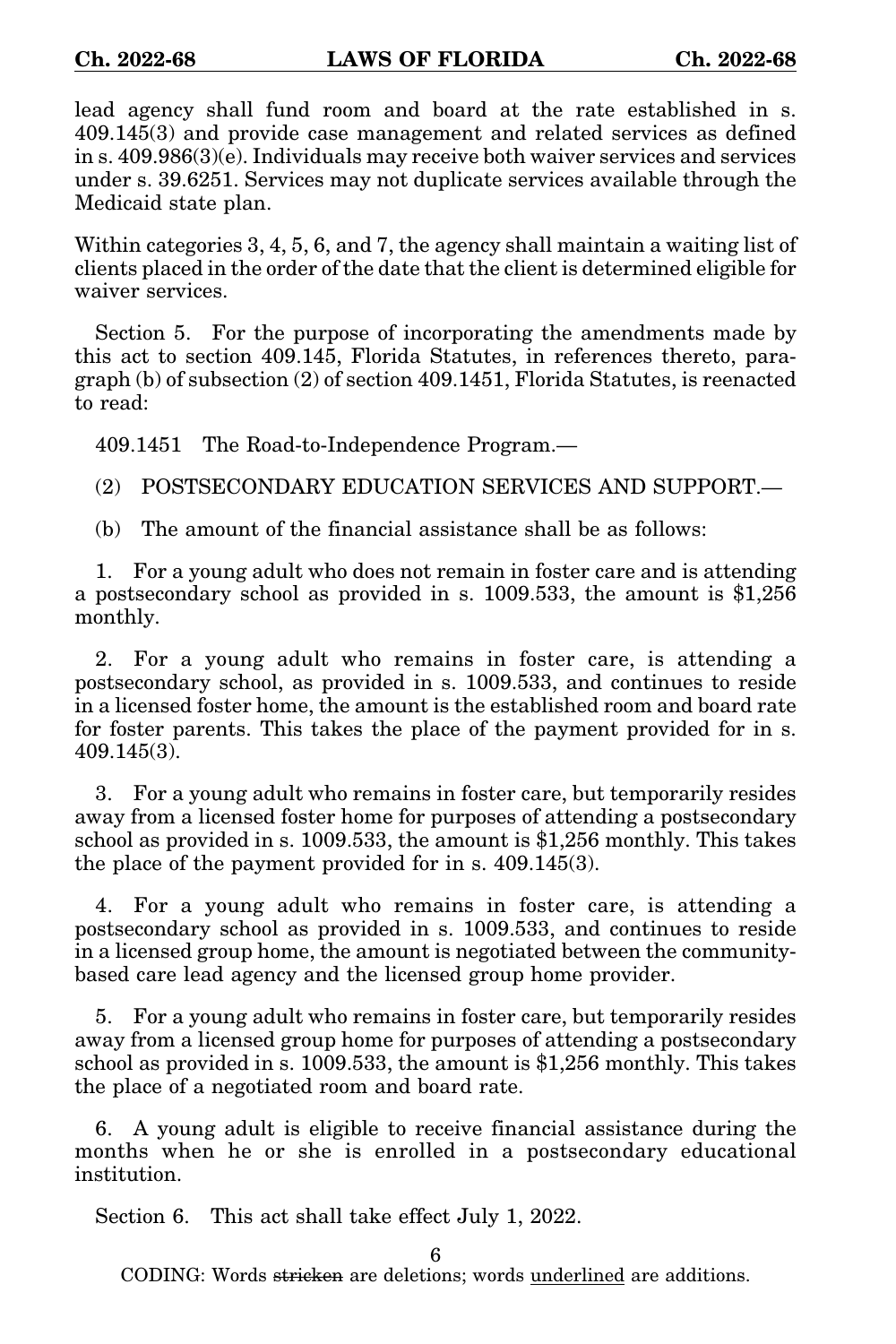lead agency shall fund room and board at the rate established in s. 409.145(3) and provide case management and related services as defined in s. 409.986(3)(e). Individuals may receive both waiver services and services under s. 39.6251. Services may not duplicate services available through the Medicaid state plan.

Within categories 3, 4, 5, 6, and 7, the agency shall maintain a waiting list of clients placed in the order of the date that the client is determined eligible for waiver services.

Section 5. For the purpose of incorporating the amendments made by this act to section 409.145, Florida Statutes, in references thereto, paragraph (b) of subsection (2) of section 409.1451, Florida Statutes, is reenacted to read:

409.1451 The Road-to-Independence Program.—

(2) POSTSECONDARY EDUCATION SERVICES AND SUPPORT.—

(b) The amount of the financial assistance shall be as follows:

1. For a young adult who does not remain in foster care and is attending a postsecondary school as provided in s. 1009.533, the amount is $1,256 monthly.

2. For a young adult who remains in foster care, is attending a postsecondary school, as provided in s. 1009.533, and continues to reside in a licensed foster home, the amount is the established room and board rate for foster parents. This takes the place of the payment provided for in s. 409.145(3).

3. For a young adult who remains in foster care, but temporarily resides away from a licensed foster home for purposes of attending a postsecondary school as provided in s. 1009.533, the amount is $1,256 monthly. This takes the place of the payment provided for in s. 409.145(3).

4. For a young adult who remains in foster care, is attending a postsecondary school as provided in s. 1009.533, and continues to reside in a licensed group home, the amount is negotiated between the community-based care lead agency and the licensed group home provider.

5. For a young adult who remains in foster care, but temporarily resides away from a licensed group home for purposes of attending a postsecondary school as provided in s. 1009.533, the amount is $1,256 monthly. This takes the place of a negotiated room and board rate.

6. A young adult is eligible to receive financial assistance during the months when he or she is enrolled in a postsecondary educational institution.

Section 6. This act shall take effect July 1, 2022.

CODING: Words ~~stricken~~ are deletions; words <u>underlined</u> are additions.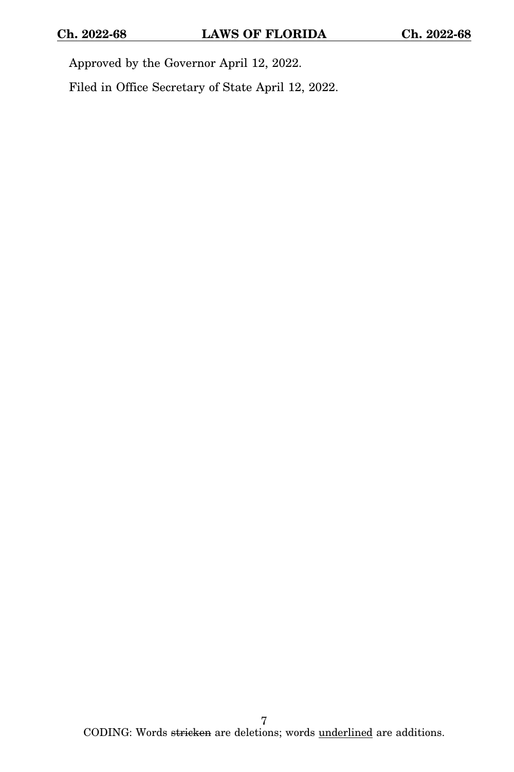Approved by the Governor April 12, 2022.

Filed in Office Secretary of State April 12, 2022.